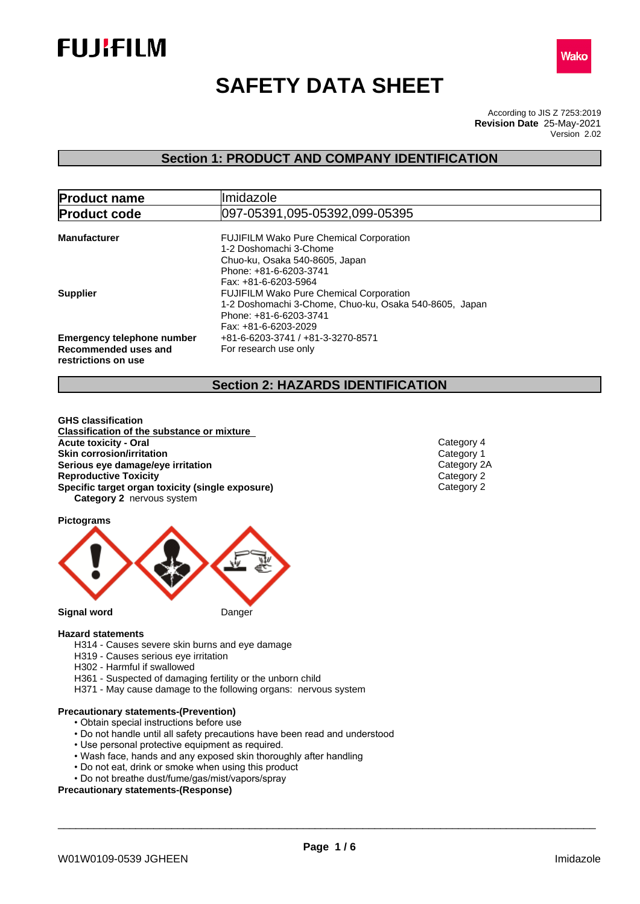# SAFETY DATA SHEET

According to JIS Z 7253:2019
**Revision Date** 25-May-2021
Version 2.02

## Section 1: PRODUCT AND COMPANY IDENTIFICATION

| **Product name** | Imidazole |
| --- | --- |
| **Product code** | 097-05391,095-05392,099-05395 |

**Manufacturer**
FUJIFILM Wako Pure Chemical Corporation
1-2 Doshomachi 3-Chome
Chuo-ku, Osaka 540-8605, Japan
Phone: +81-6-6203-3741
Fax: +81-6-6203-5964

**Supplier**
FUJIFILM Wako Pure Chemical Corporation
1-2 Doshomachi 3-Chome, Chuo-ku, Osaka 540-8605, Japan
Phone: +81-6-6203-3741
Fax: +81-6-6203-2029

**Emergency telephone number** +81-6-6203-3741 / +81-3-3270-8571

**Recommended uses and restrictions on use** For research use only

## Section 2: HAZARDS IDENTIFICATION

**GHS classification**

**Classification of the substance or mixture**

| | |
| --- | --- |
| **Acute toxicity - Oral** | Category 4 |
| **Skin corrosion/irritation** | Category 1 |
| **Serious eye damage/eye irritation** | Category 2A |
| **Reproductive Toxicity** | Category 2 |
| **Specific target organ toxicity (single exposure)** | Category 2 |

**Category 2** nervous system

**Pictograms**

**Signal word** Danger

**Hazard statements**

- H314 - Causes severe skin burns and eye damage
- H319 - Causes serious eye irritation
- H302 - Harmful if swallowed
- H361 - Suspected of damaging fertility or the unborn child
- H371 - May cause damage to the following organs: nervous system

**Precautionary statements-(Prevention)**

- Obtain special instructions before use
- Do not handle until all safety precautions have been read and understood
- Use personal protective equipment as required.
- Wash face, hands and any exposed skin thoroughly after handling
- Do not eat, drink or smoke when using this product
- Do not breathe dust/fume/gas/mist/vapors/spray

**Precautionary statements-(Response)**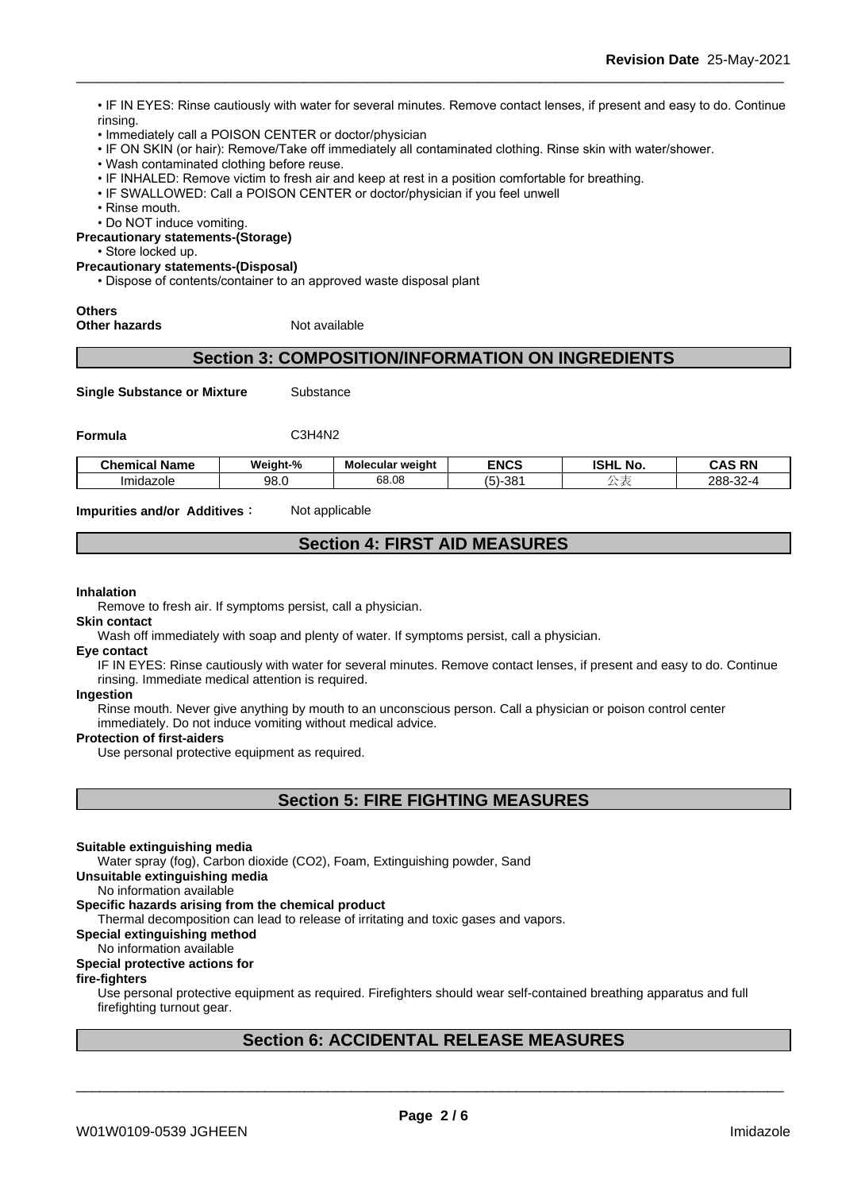• IF IN EYES: Rinse cautiously with water for several minutes. Remove contact lenses, if present and easy to do. Continue rinsing.
• Immediately call a POISON CENTER or doctor/physician
• IF ON SKIN (or hair): Remove/Take off immediately all contaminated clothing. Rinse skin with water/shower.
• Wash contaminated clothing before reuse.
• IF INHALED: Remove victim to fresh air and keep at rest in a position comfortable for breathing.
• IF SWALLOWED: Call a POISON CENTER or doctor/physician if you feel unwell
• Rinse mouth.
• Do NOT induce vomiting.

**Precautionary statements-(Storage)**

• Store locked up.

**Precautionary statements-(Disposal)**

• Dispose of contents/container to an approved waste disposal plant

**Others**

**Other hazards** Not available

## Section 3: COMPOSITION/INFORMATION ON INGREDIENTS

**Single Substance or Mixture** Substance

**Formula** C3H4N2

| Chemical Name | Weight-% | Molecular weight | ENCS | ISHL No. | CAS RN |
|---|---|---|---|---|---|
| Imidazole | 98.0 | 68.08 | (5)-381 | 公表 | 288-32-4 |

**Impurities and/or Additives**： Not applicable

## Section 4: FIRST AID MEASURES

**Inhalation**

Remove to fresh air. If symptoms persist, call a physician.

**Skin contact**

Wash off immediately with soap and plenty of water. If symptoms persist, call a physician.

**Eye contact**

IF IN EYES: Rinse cautiously with water for several minutes. Remove contact lenses, if present and easy to do. Continue rinsing. Immediate medical attention is required.

**Ingestion**

Rinse mouth. Never give anything by mouth to an unconscious person. Call a physician or poison control center immediately. Do not induce vomiting without medical advice.

**Protection of first-aiders**

Use personal protective equipment as required.

## Section 5: FIRE FIGHTING MEASURES

**Suitable extinguishing media**

Water spray (fog), Carbon dioxide (CO2), Foam, Extinguishing powder, Sand

**Unsuitable extinguishing media**

No information available

**Specific hazards arising from the chemical product**

Thermal decomposition can lead to release of irritating and toxic gases and vapors.

**Special extinguishing method**

No information available

**Special protective actions for fire-fighters**

Use personal protective equipment as required. Firefighters should wear self-contained breathing apparatus and full firefighting turnout gear.

## Section 6: ACCIDENTAL RELEASE MEASURES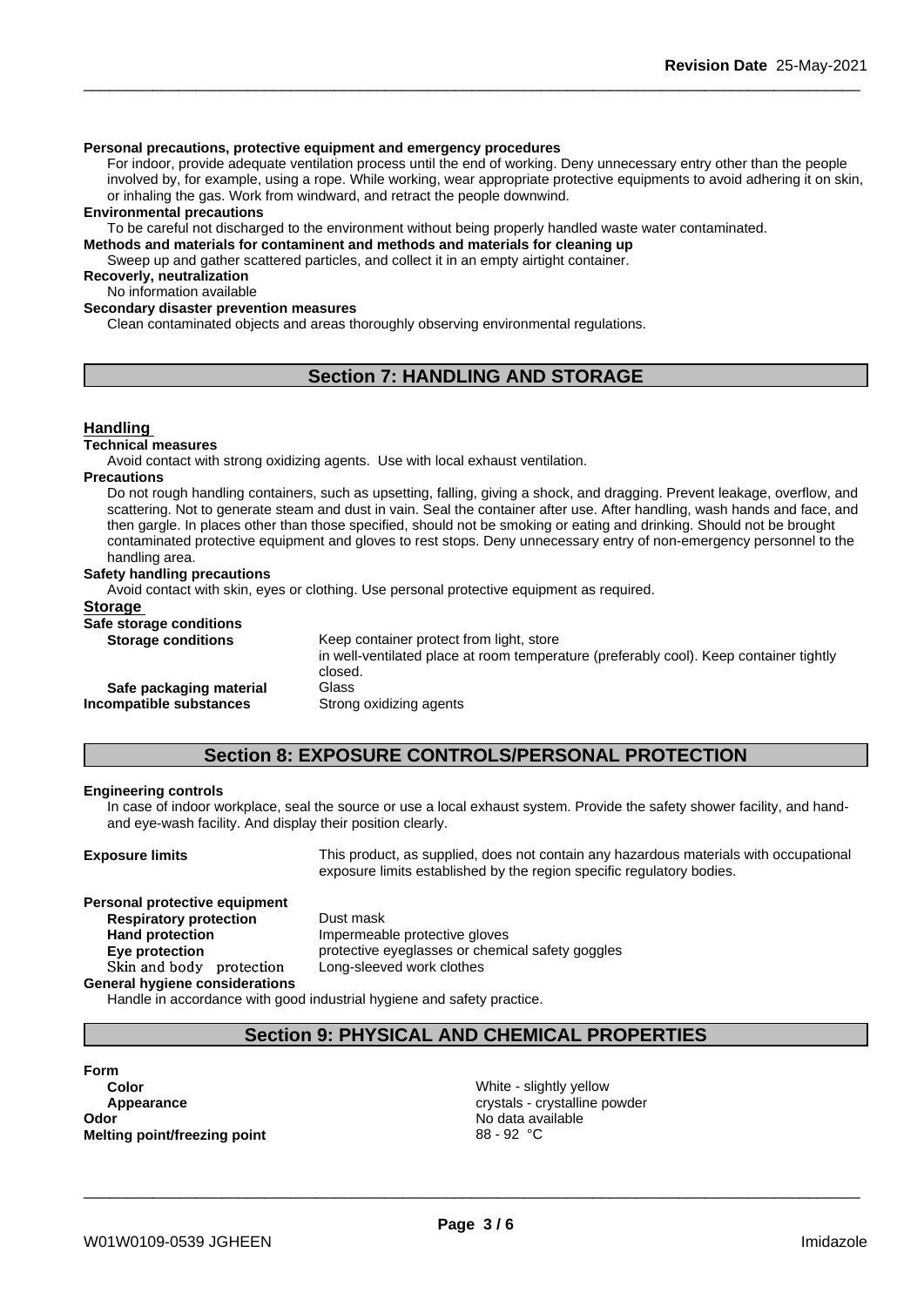**Personal precautions, protective equipment and emergency procedures**

For indoor, provide adequate ventilation process until the end of working. Deny unnecessary entry other than the people involved by, for example, using a rope. While working, wear appropriate protective equipments to avoid adhering it on skin, or inhaling the gas. Work from windward, and retract the people downwind.

**Environmental precautions**

To be careful not discharged to the environment without being properly handled waste water contaminated.

**Methods and materials for contaminent and methods and materials for cleaning up**

Sweep up and gather scattered particles, and collect it in an empty airtight container.

**Recovery, neutralization**

No information available

**Secondary disaster prevention measures**

Clean contaminated objects and areas thoroughly observing environmental regulations.

## Section 7: HANDLING AND STORAGE

### Handling

**Technical measures**

Avoid contact with strong oxidizing agents. Use with local exhaust ventilation.

**Precautions**

Do not rough handling containers, such as upsetting, falling, giving a shock, and dragging. Prevent leakage, overflow, and scattering. Not to generate steam and dust in vain. Seal the container after use. After handling, wash hands and face, and then gargle. In places other than those specified, should not be smoking or eating and drinking. Should not be brought contaminated protective equipment and gloves to rest stops. Deny unnecessary entry of non-emergency personnel to the handling area.

**Safety handling precautions**

Avoid contact with skin, eyes or clothing. Use personal protective equipment as required.

### Storage

**Safe storage conditions**

**Storage conditions**: Keep container protect from light, store in well-ventilated place at room temperature (preferably cool). Keep container tightly closed.

**Safe packaging material**: Glass

**Incompatible substances**: Strong oxidizing agents

## Section 8: EXPOSURE CONTROLS/PERSONAL PROTECTION

**Engineering controls**

In case of indoor workplace, seal the source or use a local exhaust system. Provide the safety shower facility, and hand- and eye-wash facility. And display their position clearly.

**Exposure limits**: This product, as supplied, does not contain any hazardous materials with occupational exposure limits established by the region specific regulatory bodies.

**Personal protective equipment**

**Respiratory protection**: Dust mask

**Hand protection**: Impermeable protective gloves

**Eye protection**: protective eyeglasses or chemical safety goggles

**Skin and body protection**: Long-sleeved work clothes

**General hygiene considerations**

Handle in accordance with good industrial hygiene and safety practice.

## Section 9: PHYSICAL AND CHEMICAL PROPERTIES

**Form**

**Color**: White - slightly yellow

**Appearance**: crystals - crystalline powder

**Odor**: No data available

**Melting point/freezing point**: 88 - 92 °C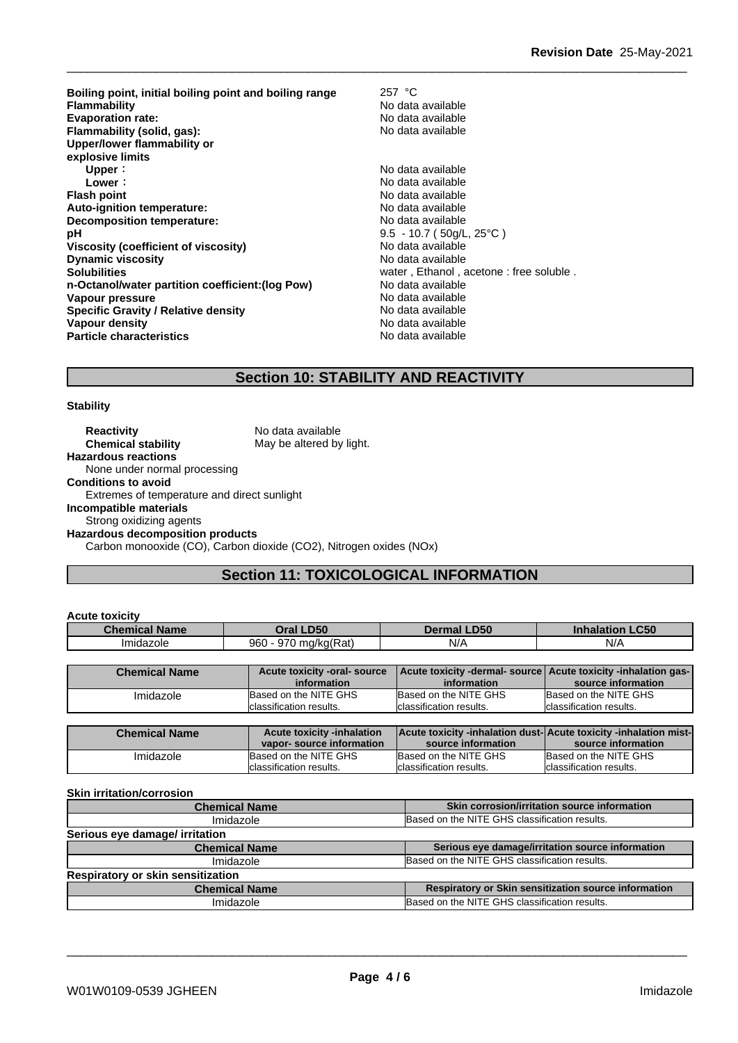| | |
|---|---|
| **Boiling point, initial boiling point and boiling range** | 257 °C |
| **Flammability** | No data available |
| **Evaporation rate:** | No data available |
| **Flammability (solid, gas):** | No data available |
| **Upper/lower flammability or explosive limits** | |
| **Upper**： | No data available |
| **Lower**： | No data available |
| **Flash point** | No data available |
| **Auto-ignition temperature:** | No data available |
| **Decomposition temperature:** | No data available |
| **pH** | 9.5 - 10.7 ( 50g/L, 25°C ) |
| **Viscosity (coefficient of viscosity)** | No data available |
| **Dynamic viscosity** | No data available |
| **Solubilities** | water , Ethanol , acetone : free soluble . |
| **n-Octanol/water partition coefficient:(log Pow)** | No data available |
| **Vapour pressure** | No data available |
| **Specific Gravity / Relative density** | No data available |
| **Vapour density** | No data available |
| **Particle characteristics** | No data available |

## Section 10: STABILITY AND REACTIVITY

**Stability**

**Reactivity** No data available
**Chemical stability** May be altered by light.

**Hazardous reactions**
None under normal processing

**Conditions to avoid**
Extremes of temperature and direct sunlight

**Incompatible materials**
Strong oxidizing agents

**Hazardous decomposition products**
Carbon monooxide (CO), Carbon dioxide ($CO_2$), Nitrogen oxides (NOx)

## Section 11: TOXICOLOGICAL INFORMATION

**Acute toxicity**

| Chemical Name | Oral LD50 | Dermal LD50 | Inhalation LC50 |
|---|---|---|---|
| Imidazole | 960 - 970 mg/kg(Rat) | N/A | N/A |

| Chemical Name | Acute toxicity -oral- source information | Acute toxicity -dermal- source information | Acute toxicity -inhalation gas- source information |
|---|---|---|---|
| Imidazole | Based on the NITE GHS classification results. | Based on the NITE GHS classification results. | Based on the NITE GHS classification results. |

| Chemical Name | Acute toxicity -inhalation vapor- source information | Acute toxicity -inhalation dust- source information | Acute toxicity -inhalation mist- source information |
|---|---|---|---|
| Imidazole | Based on the NITE GHS classification results. | Based on the NITE GHS classification results. | Based on the NITE GHS classification results. |

**Skin irritation/corrosion**

| Chemical Name | Skin corrosion/irritation source information |
|---|---|
| Imidazole | Based on the NITE GHS classification results. |

**Serious eye damage/ irritation**

| Chemical Name | Serious eye damage/irritation source information |
|---|---|
| Imidazole | Based on the NITE GHS classification results. |

**Respiratory or skin sensitization**

| Chemical Name | Respiratory or Skin sensitization source information |
|---|---|
| Imidazole | Based on the NITE GHS classification results. |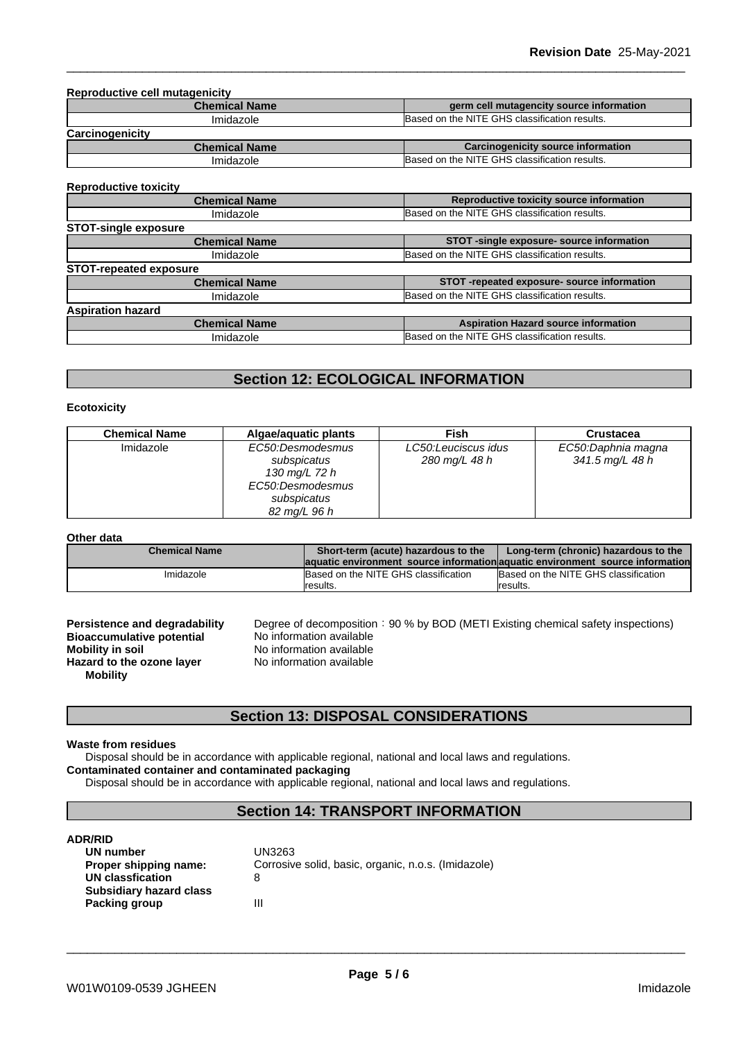**Reproductive cell mutagenicity**

| Chemical Name | germ cell mutagencity source information |
| --- | --- |
| Imidazole | Based on the NITE GHS classification results. |

**Carcinogenicity**

| Chemical Name | Carcinogenicity source information |
| --- | --- |
| Imidazole | Based on the NITE GHS classification results. |

**Reproductive toxicity**

| Chemical Name | Reproductive toxicity source information |
| --- | --- |
| Imidazole | Based on the NITE GHS classification results. |

**STOT-single exposure**

| Chemical Name | STOT -single exposure- source information |
| --- | --- |
| Imidazole | Based on the NITE GHS classification results. |

**STOT-repeated exposure**

| Chemical Name | STOT -repeated exposure- source information |
| --- | --- |
| Imidazole | Based on the NITE GHS classification results. |

**Aspiration hazard**

| Chemical Name | Aspiration Hazard source information |
| --- | --- |
| Imidazole | Based on the NITE GHS classification results. |

## Section 12: ECOLOGICAL INFORMATION

**Ecotoxicity**

| Chemical Name | Algae/aquatic plants | Fish | Crustacea |
| --- | --- | --- | --- |
| Imidazole | *EC50:Desmodesmus subspicatus 130 mg/L 72 h EC50:Desmodesmus subspicatus 82 mg/L 96 h* | *LC50:Leuciscus idus 280 mg/L 48 h* | *EC50:Daphnia magna 341.5 mg/L 48 h* |

**Other data**

| Chemical Name | Short-term (acute) hazardous to the aquatic environment source information | Long-term (chronic) hazardous to the aquatic environment source information |
| --- | --- | --- |
| Imidazole | Based on the NITE GHS classification results. | Based on the NITE GHS classification results. |

**Persistence and degradability** Degree of decomposition：90 % by BOD (METI Existing chemical safety inspections)
**Bioaccumulative potential** No information available
**Mobility in soil** No information available
**Hazard to the ozone layer** No information available
**Mobility**

## Section 13: DISPOSAL CONSIDERATIONS

**Waste from residues**
Disposal should be in accordance with applicable regional, national and local laws and regulations.
**Contaminated container and contaminated packaging**
Disposal should be in accordance with applicable regional, national and local laws and regulations.

## Section 14: TRANSPORT INFORMATION

**ADR/RID**

**UN number** UN3263
**Proper shipping name:** Corrosive solid, basic, organic, n.o.s. (Imidazole)
**UN classfication** 8
**Subsidiary hazard class**
**Packing group** III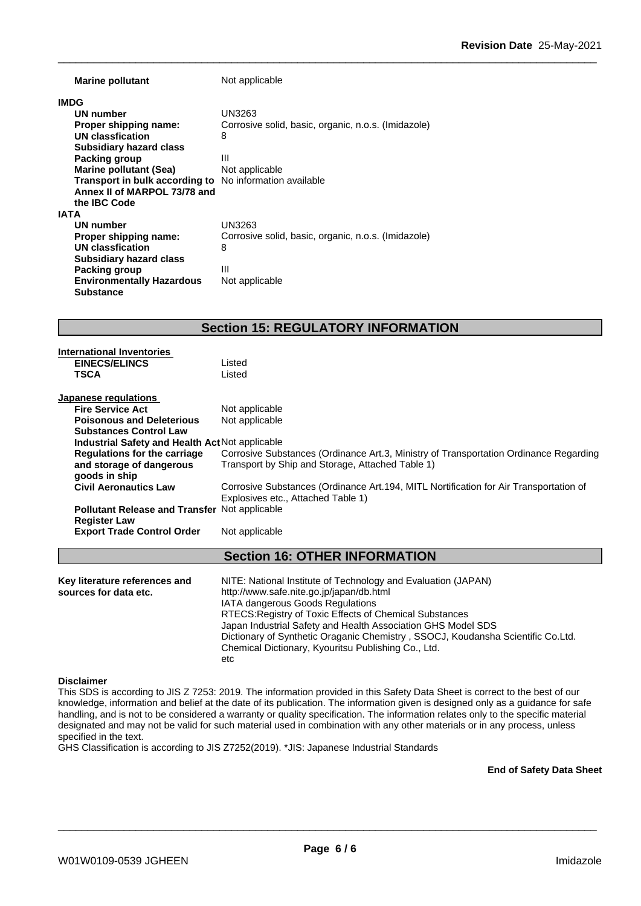| | |
|---|---|
| **Marine pollutant** | Not applicable |

**IMDG**

| | |
|---|---|
| **UN number** | UN3263 |
| **Proper shipping name:** | Corrosive solid, basic, organic, n.o.s. (Imidazole) |
| **UN classfication** | 8 |
| **Subsidiary hazard class** | |
| **Packing group** | III |
| **Marine pollutant (Sea)** | Not applicable |
| **Transport in bulk according to Annex II of MARPOL 73/78 and the IBC Code** | No information available |

**IATA**

| | |
|---|---|
| **UN number** | UN3263 |
| **Proper shipping name:** | Corrosive solid, basic, organic, n.o.s. (Imidazole) |
| **UN classfication** | 8 |
| **Subsidiary hazard class** | |
| **Packing group** | III |
| **Environmentally Hazardous Substance** | Not applicable |

## Section 15: REGULATORY INFORMATION

**International Inventories**

| | |
|---|---|
| **EINECS/ELINCS** | Listed |
| **TSCA** | Listed |

**Japanese regulations**

| | |
|---|---|
| **Fire Service Act** | Not applicable |
| **Poisonous and Deleterious Substances Control Law** | Not applicable |
| **Industrial Safety and Health Act** | Not applicable |
| **Regulations for the carriage and storage of dangerous goods in ship** | Corrosive Substances (Ordinance Art.3, Ministry of Transportation Ordinance Regarding Transport by Ship and Storage, Attached Table 1) |
| **Civil Aeronautics Law** | Corrosive Substances (Ordinance Art.194, MITL Nortification for Air Transportation of Explosives etc., Attached Table 1) |
| **Pollutant Release and Transfer Register Law** | Not applicable |
| **Export Trade Control Order** | Not applicable |

## Section 16: OTHER INFORMATION

**Key literature references and sources for data etc.**

NITE: National Institute of Technology and Evaluation (JAPAN)
http://www.safe.nite.go.jp/japan/db.html
IATA dangerous Goods Regulations
RTECS:Registry of Toxic Effects of Chemical Substances
Japan Industrial Safety and Health Association GHS Model SDS
Dictionary of Synthetic Oraganic Chemistry , SSOCJ, Koudansha Scientific Co.Ltd.
Chemical Dictionary, Kyouritsu Publishing Co., Ltd.
etc

**Disclaimer**

This SDS is according to JIS Z 7253: 2019. The information provided in this Safety Data Sheet is correct to the best of our knowledge, information and belief at the date of its publication. The information given is designed only as a guidance for safe handling, and is not to be considered a warranty or quality specification. The information relates only to the specific material designated and may not be valid for such material used in combination with any other materials or in any process, unless specified in the text.
GHS Classification is according to JIS Z7252(2019). *JIS: Japanese Industrial Standards

**End of Safety Data Sheet**